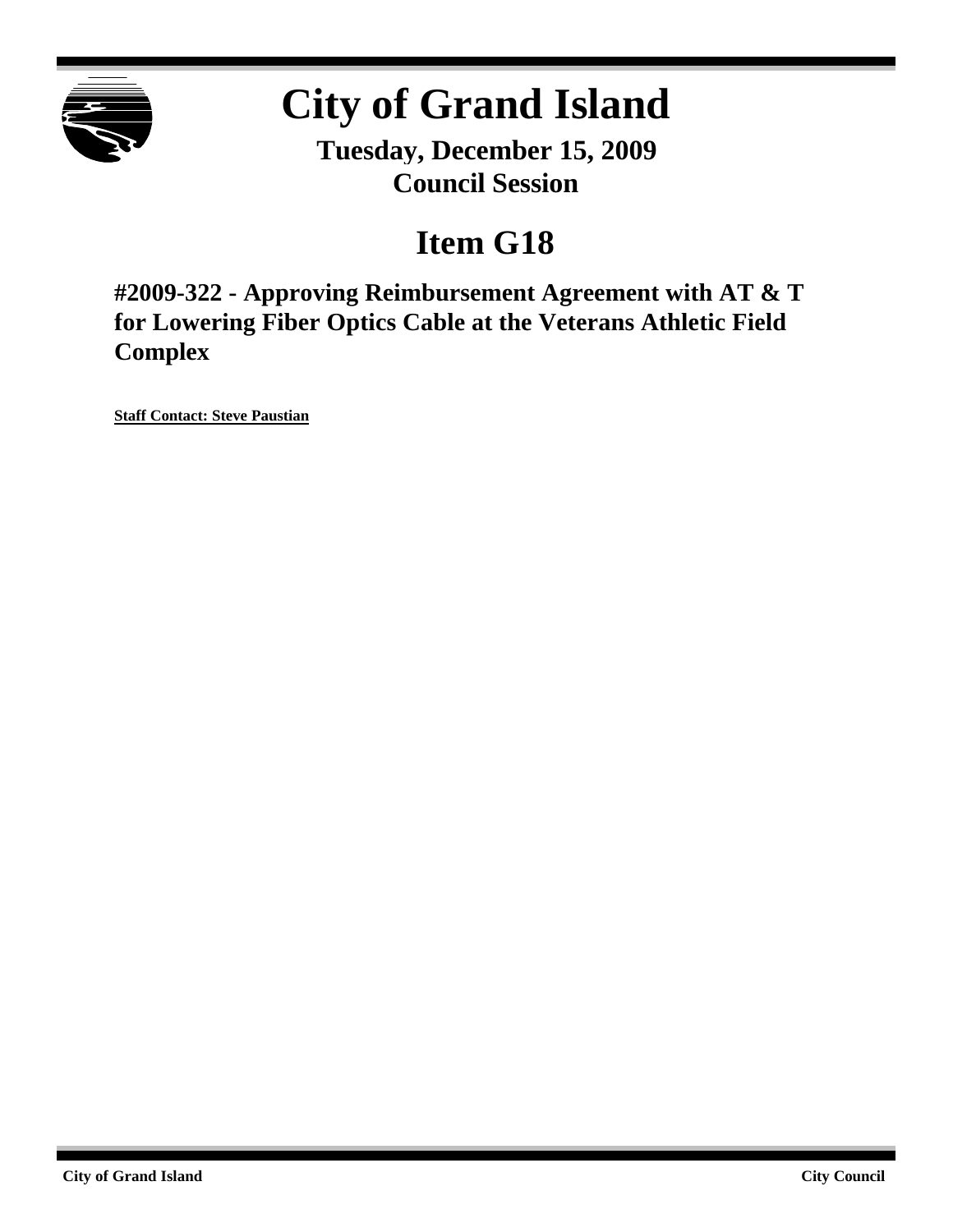# City of Grand Island

**Tuesday, December 15, 2009**
**Council Session**

## Item G18

### #2009-322 - Approving Reimbursement Agreement with AT & T for Lowering Fiber Optics Cable at the Veterans Athletic Field Complex

**Staff Contact: Steve Paustian**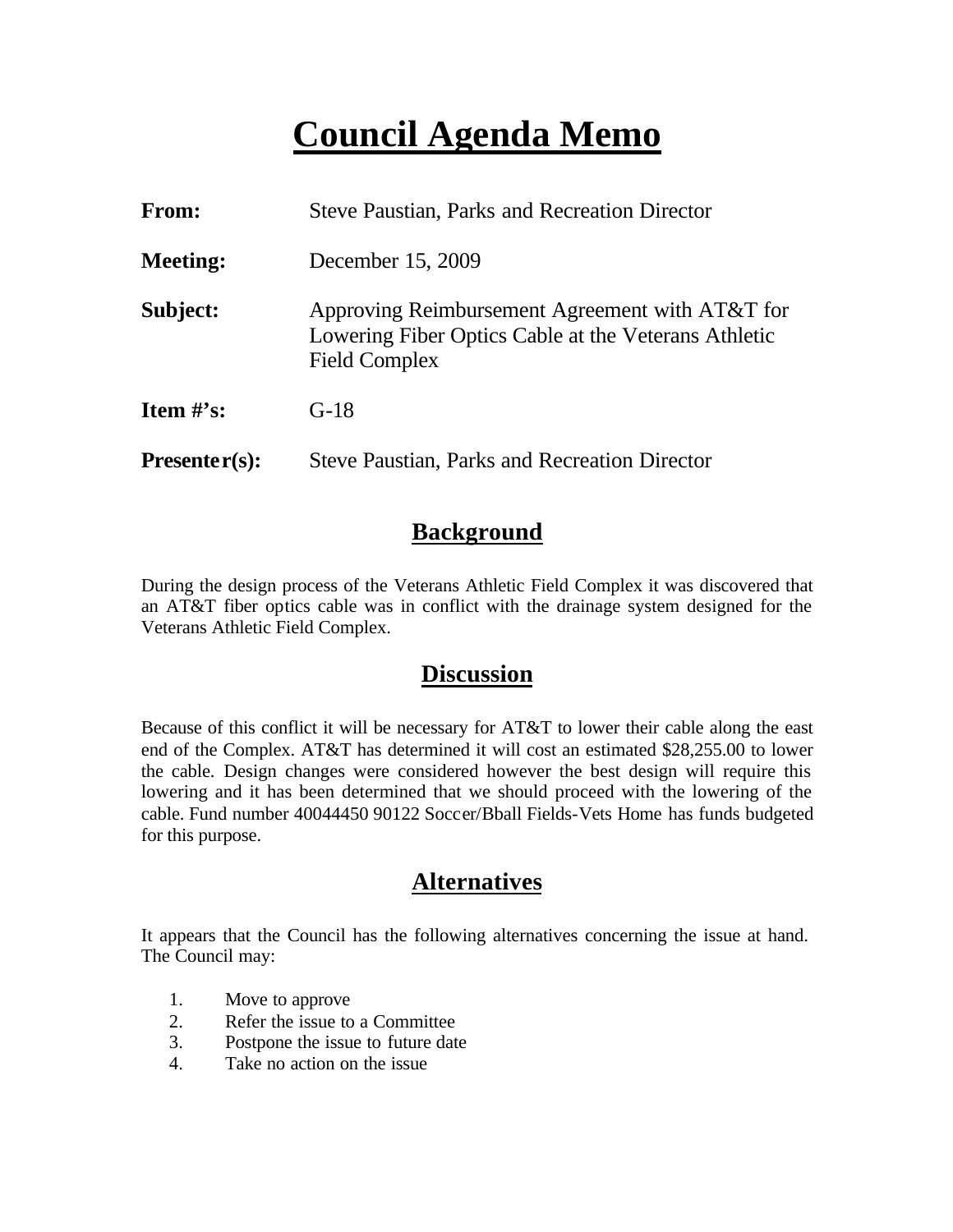# Council Agenda Memo

**From:** Steve Paustian, Parks and Recreation Director

**Meeting:** December 15, 2009

**Subject:** Approving Reimbursement Agreement with AT&T for Lowering Fiber Optics Cable at the Veterans Athletic Field Complex

**Item #'s:** G-18

**Presenter(s):** Steve Paustian, Parks and Recreation Director

## Background

During the design process of the Veterans Athletic Field Complex it was discovered that an AT&T fiber optics cable was in conflict with the drainage system designed for the Veterans Athletic Field Complex.

## Discussion

Because of this conflict it will be necessary for AT&T to lower their cable along the east end of the Complex. AT&T has determined it will cost an estimated $28,255.00 to lower the cable. Design changes were considered however the best design will require this lowering and it has been determined that we should proceed with the lowering of the cable. Fund number 40044450 90122 Soccer/Bball Fields-Vets Home has funds budgeted for this purpose.

## Alternatives

It appears that the Council has the following alternatives concerning the issue at hand. The Council may:

1. Move to approve
2. Refer the issue to a Committee
3. Postpone the issue to future date
4. Take no action on the issue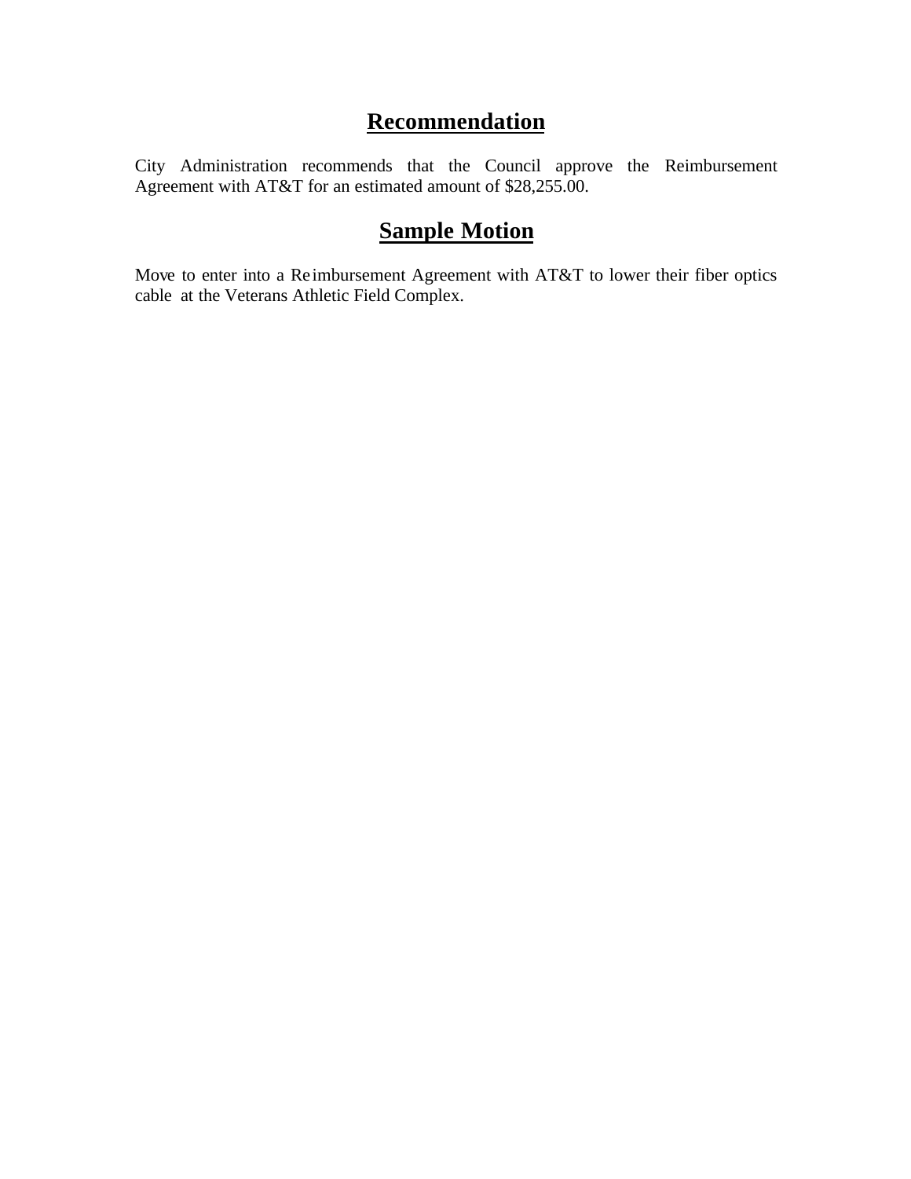## **Recommendation**

City Administration recommends that the Council approve the Reimbursement Agreement with AT&T for an estimated amount of $28,255.00.

## **Sample Motion**

Move to enter into a Reimbursement Agreement with AT&T to lower their fiber optics cable at the Veterans Athletic Field Complex.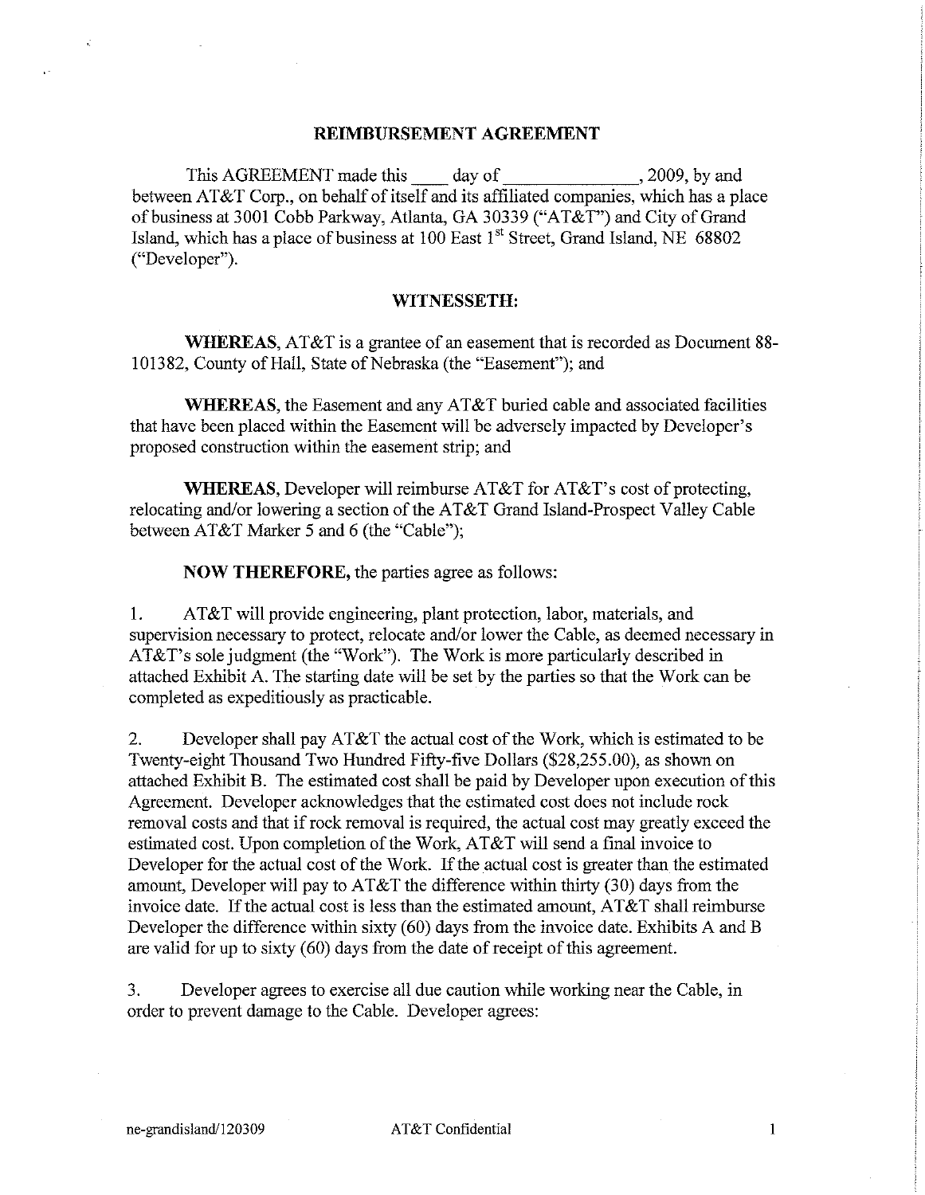# REIMBURSEMENT AGREEMENT

This AGREEMENT made this ____ day of ______________, 2009, by and between AT&T Corp., on behalf of itself and its affiliated companies, which has a place of business at 3001 Cobb Parkway, Atlanta, GA 30339 ("AT&T") and City of Grand Island, which has a place of business at 100 East 1st Street, Grand Island, NE 68802 ("Developer").

## WITNESSETH:

**WHEREAS**, AT&T is a grantee of an easement that is recorded as Document 88-101382, County of Hall, State of Nebraska (the "Easement"); and

**WHEREAS**, the Easement and any AT&T buried cable and associated facilities that have been placed within the Easement will be adversely impacted by Developer's proposed construction within the easement strip; and

**WHEREAS**, Developer will reimburse AT&T for AT&T's cost of protecting, relocating and/or lowering a section of the AT&T Grand Island-Prospect Valley Cable between AT&T Marker 5 and 6 (the "Cable");

**NOW THEREFORE,** the parties agree as follows:

1. AT&T will provide engineering, plant protection, labor, materials, and supervision necessary to protect, relocate and/or lower the Cable, as deemed necessary in AT&T's sole judgment (the "Work"). The Work is more particularly described in attached Exhibit A. The starting date will be set by the parties so that the Work can be completed as expeditiously as practicable.

2. Developer shall pay AT&T the actual cost of the Work, which is estimated to be Twenty-eight Thousand Two Hundred Fifty-five Dollars ($28,255.00), as shown on attached Exhibit B. The estimated cost shall be paid by Developer upon execution of this Agreement. Developer acknowledges that the estimated cost does not include rock removal costs and that if rock removal is required, the actual cost may greatly exceed the estimated cost. Upon completion of the Work, AT&T will send a final invoice to Developer for the actual cost of the Work. If the actual cost is greater than the estimated amount, Developer will pay to AT&T the difference within thirty (30) days from the invoice date. If the actual cost is less than the estimated amount, AT&T shall reimburse Developer the difference within sixty (60) days from the invoice date. Exhibits A and B are valid for up to sixty (60) days from the date of receipt of this agreement.

3. Developer agrees to exercise all due caution while working near the Cable, in order to prevent damage to the Cable. Developer agrees: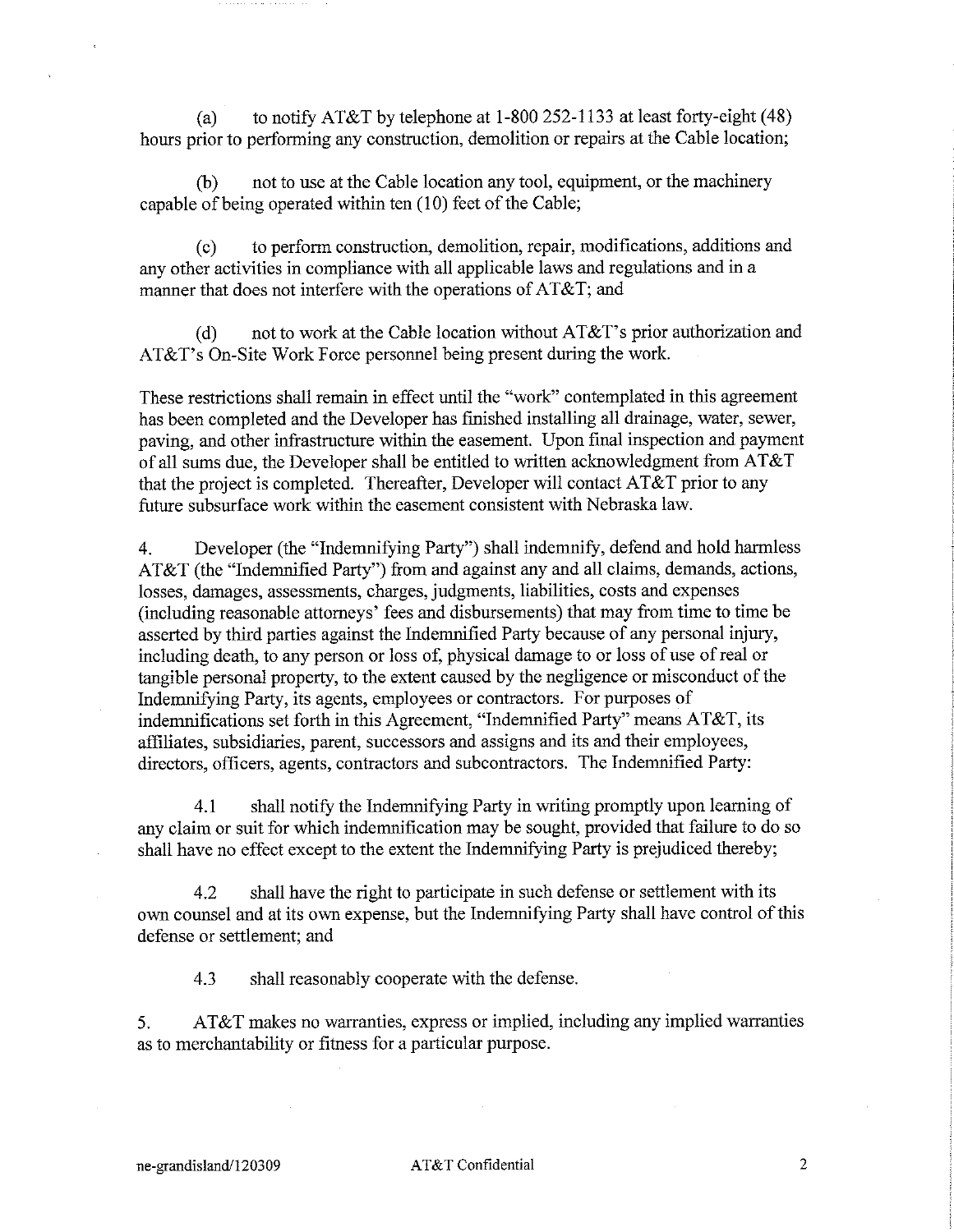(a) to notify AT&T by telephone at 1-800 252-1133 at least forty-eight (48) hours prior to performing any construction, demolition or repairs at the Cable location;

(b) not to use at the Cable location any tool, equipment, or the machinery capable of being operated within ten (10) feet of the Cable;

(c) to perform construction, demolition, repair, modifications, additions and any other activities in compliance with all applicable laws and regulations and in a manner that does not interfere with the operations of AT&T; and

(d) not to work at the Cable location without AT&T's prior authorization and AT&T's On-Site Work Force personnel being present during the work.

These restrictions shall remain in effect until the "work" contemplated in this agreement has been completed and the Developer has finished installing all drainage, water, sewer, paving, and other infrastructure within the easement. Upon final inspection and payment of all sums due, the Developer shall be entitled to written acknowledgment from AT&T that the project is completed. Thereafter, Developer will contact AT&T prior to any future subsurface work within the easement consistent with Nebraska law.

4. Developer (the "Indemnifying Party") shall indemnify, defend and hold harmless AT&T (the "Indemnified Party") from and against any and all claims, demands, actions, losses, damages, assessments, charges, judgments, liabilities, costs and expenses (including reasonable attorneys' fees and disbursements) that may from time to time be asserted by third parties against the Indemnified Party because of any personal injury, including death, to any person or loss of, physical damage to or loss of use of real or tangible personal property, to the extent caused by the negligence or misconduct of the Indemnifying Party, its agents, employees or contractors. For purposes of indemnifications set forth in this Agreement, "Indemnified Party" means AT&T, its affiliates, subsidiaries, parent, successors and assigns and its and their employees, directors, officers, agents, contractors and subcontractors. The Indemnified Party:

4.1 shall notify the Indemnifying Party in writing promptly upon learning of any claim or suit for which indemnification may be sought, provided that failure to do so shall have no effect except to the extent the Indemnifying Party is prejudiced thereby;

4.2 shall have the right to participate in such defense or settlement with its own counsel and at its own expense, but the Indemnifying Party shall have control of this defense or settlement; and

4.3 shall reasonably cooperate with the defense.

5. AT&T makes no warranties, express or implied, including any implied warranties as to merchantability or fitness for a particular purpose.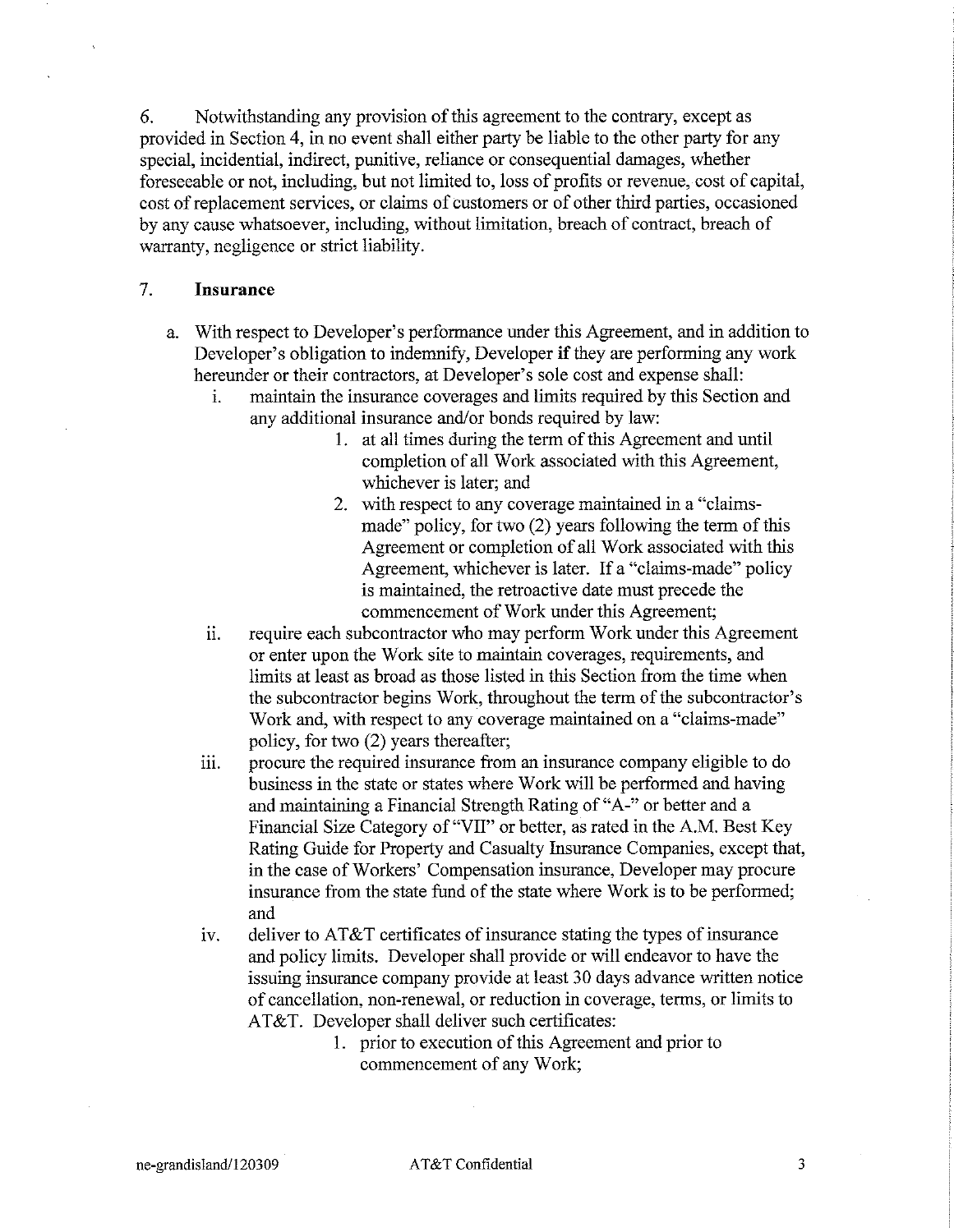6. Notwithstanding any provision of this agreement to the contrary, except as provided in Section 4, in no event shall either party be liable to the other party for any special, incidential, indirect, punitive, reliance or consequential damages, whether foreseeable or not, including, but not limited to, loss of profits or revenue, cost of capital, cost of replacement services, or claims of customers or of other third parties, occasioned by any cause whatsoever, including, without limitation, breach of contract, breach of warranty, negligence or strict liability.

7. **Insurance**

a. With respect to Developer's performance under this Agreement, and in addition to Developer's obligation to indemnify, Developer **if** they are performing any work hereunder or their contractors, at Developer's sole cost and expense shall:

   i. maintain the insurance coverages and limits required by this Section and any additional insurance and/or bonds required by law:

      1. at all times during the term of this Agreement and until completion of all Work associated with this Agreement, whichever is later; and
      2. with respect to any coverage maintained in a "claims-made" policy, for two (2) years following the term of this Agreement or completion of all Work associated with this Agreement, whichever is later. If a "claims-made" policy is maintained, the retroactive date must precede the commencement of Work under this Agreement;

   ii. require each subcontractor who may perform Work under this Agreement or enter upon the Work site to maintain coverages, requirements, and limits at least as broad as those listed in this Section from the time when the subcontractor begins Work, throughout the term of the subcontractor's Work and, with respect to any coverage maintained on a "claims-made" policy, for two (2) years thereafter;

   iii. procure the required insurance from an insurance company eligible to do business in the state or states where Work will be performed and having and maintaining a Financial Strength Rating of "A-" or better and a Financial Size Category of "VII" or better, as rated in the A.M. Best Key Rating Guide for Property and Casualty Insurance Companies, except that, in the case of Workers' Compensation insurance, Developer may procure insurance from the state fund of the state where Work is to be performed; and

   iv. deliver to AT&T certificates of insurance stating the types of insurance and policy limits. Developer shall provide or will endeavor to have the issuing insurance company provide at least 30 days advance written notice of cancellation, non-renewal, or reduction in coverage, terms, or limits to AT&T. Developer shall deliver such certificates:

      1. prior to execution of this Agreement and prior to commencement of any Work;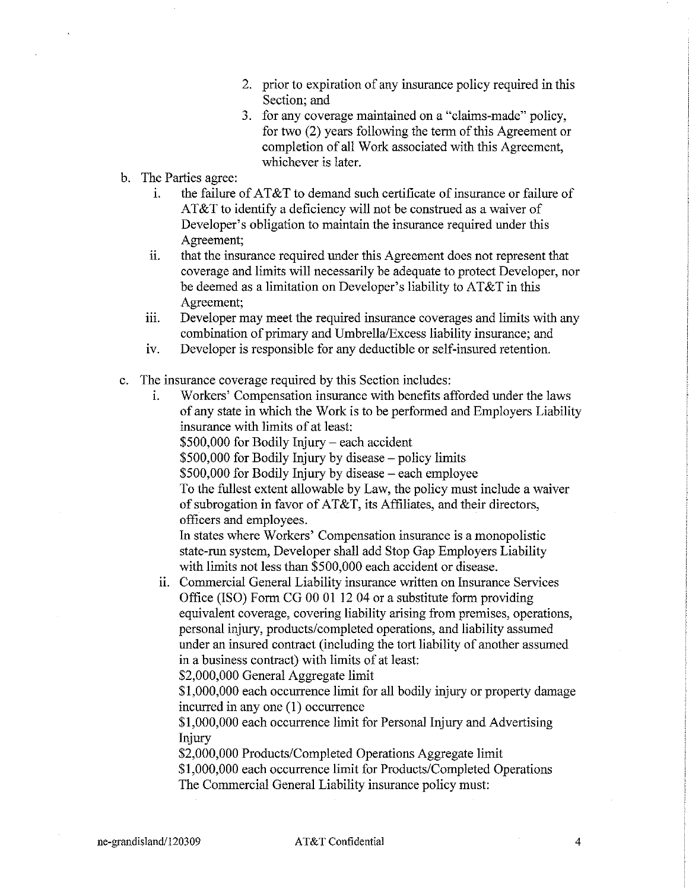2. prior to expiration of any insurance policy required in this Section; and
3. for any coverage maintained on a "claims-made" policy, for two (2) years following the term of this Agreement or completion of all Work associated with this Agreement, whichever is later.

b. The Parties agree:

   i. the failure of AT&T to demand such certificate of insurance or failure of AT&T to identify a deficiency will not be construed as a waiver of Developer's obligation to maintain the insurance required under this Agreement;

   ii. that the insurance required under this Agreement does not represent that coverage and limits will necessarily be adequate to protect Developer, nor be deemed as a limitation on Developer's liability to AT&T in this Agreement;

   iii. Developer may meet the required insurance coverages and limits with any combination of primary and Umbrella/Excess liability insurance; and

   iv. Developer is responsible for any deductible or self-insured retention.

c. The insurance coverage required by this Section includes:

   i. Workers' Compensation insurance with benefits afforded under the laws of any state in which the Work is to be performed and Employers Liability insurance with limits of at least:
   $500,000 for Bodily Injury – each accident
   $500,000 for Bodily Injury by disease – policy limits
   $500,000 for Bodily Injury by disease – each employee
   To the fullest extent allowable by Law, the policy must include a waiver of subrogation in favor of AT&T, its Affiliates, and their directors, officers and employees.
   In states where Workers' Compensation insurance is a monopolistic state-run system, Developer shall add Stop Gap Employers Liability with limits not less than $500,000 each accident or disease.

   ii. Commercial General Liability insurance written on Insurance Services Office (ISO) Form CG 00 01 12 04 or a substitute form providing equivalent coverage, covering liability arising from premises, operations, personal injury, products/completed operations, and liability assumed under an insured contract (including the tort liability of another assumed in a business contract) with limits of at least:
   $2,000,000 General Aggregate limit
   $1,000,000 each occurrence limit for all bodily injury or property damage incurred in any one (1) occurrence
   $1,000,000 each occurrence limit for Personal Injury and Advertising Injury
   $2,000,000 Products/Completed Operations Aggregate limit
   $1,000,000 each occurrence limit for Products/Completed Operations
   The Commercial General Liability insurance policy must: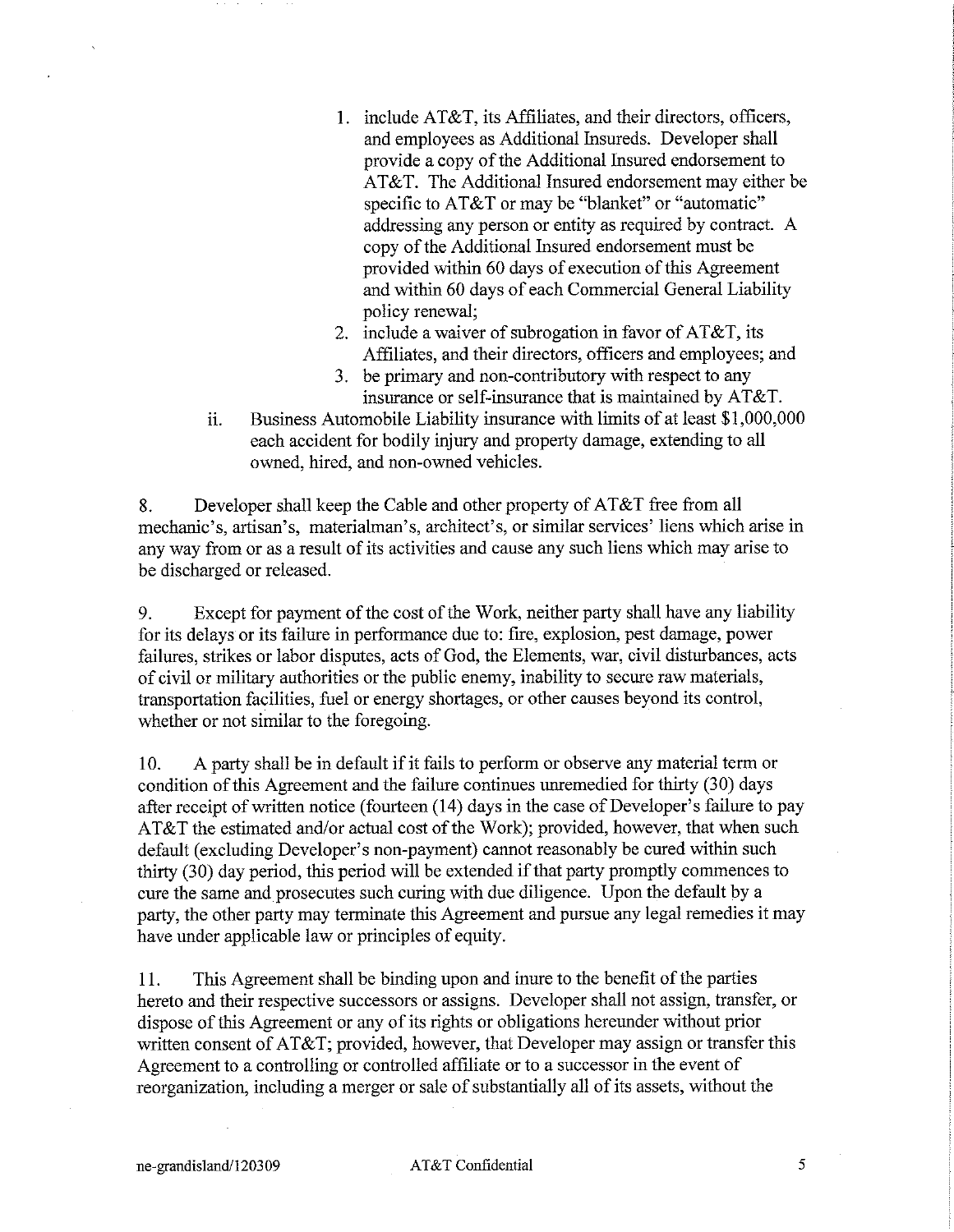1. include AT&T, its Affiliates, and their directors, officers, and employees as Additional Insureds. Developer shall provide a copy of the Additional Insured endorsement to AT&T. The Additional Insured endorsement may either be specific to AT&T or may be "blanket" or "automatic" addressing any person or entity as required by contract. A copy of the Additional Insured endorsement must be provided within 60 days of execution of this Agreement and within 60 days of each Commercial General Liability policy renewal;
2. include a waiver of subrogation in favor of AT&T, its Affiliates, and their directors, officers and employees; and
3. be primary and non-contributory with respect to any insurance or self-insurance that is maintained by AT&T.

ii. Business Automobile Liability insurance with limits of at least $1,000,000 each accident for bodily injury and property damage, extending to all owned, hired, and non-owned vehicles.

8. Developer shall keep the Cable and other property of AT&T free from all mechanic's, artisan's, materialman's, architect's, or similar services' liens which arise in any way from or as a result of its activities and cause any such liens which may arise to be discharged or released.

9. Except for payment of the cost of the Work, neither party shall have any liability for its delays or its failure in performance due to: fire, explosion, pest damage, power failures, strikes or labor disputes, acts of God, the Elements, war, civil disturbances, acts of civil or military authorities or the public enemy, inability to secure raw materials, transportation facilities, fuel or energy shortages, or other causes beyond its control, whether or not similar to the foregoing.

10. A party shall be in default if it fails to perform or observe any material term or condition of this Agreement and the failure continues unremedied for thirty (30) days after receipt of written notice (fourteen (14) days in the case of Developer's failure to pay AT&T the estimated and/or actual cost of the Work); provided, however, that when such default (excluding Developer's non-payment) cannot reasonably be cured within such thirty (30) day period, this period will be extended if that party promptly commences to cure the same and prosecutes such curing with due diligence. Upon the default by a party, the other party may terminate this Agreement and pursue any legal remedies it may have under applicable law or principles of equity.

11. This Agreement shall be binding upon and inure to the benefit of the parties hereto and their respective successors or assigns. Developer shall not assign, transfer, or dispose of this Agreement or any of its rights or obligations hereunder without prior written consent of AT&T; provided, however, that Developer may assign or transfer this Agreement to a controlling or controlled affiliate or to a successor in the event of reorganization, including a merger or sale of substantially all of its assets, without the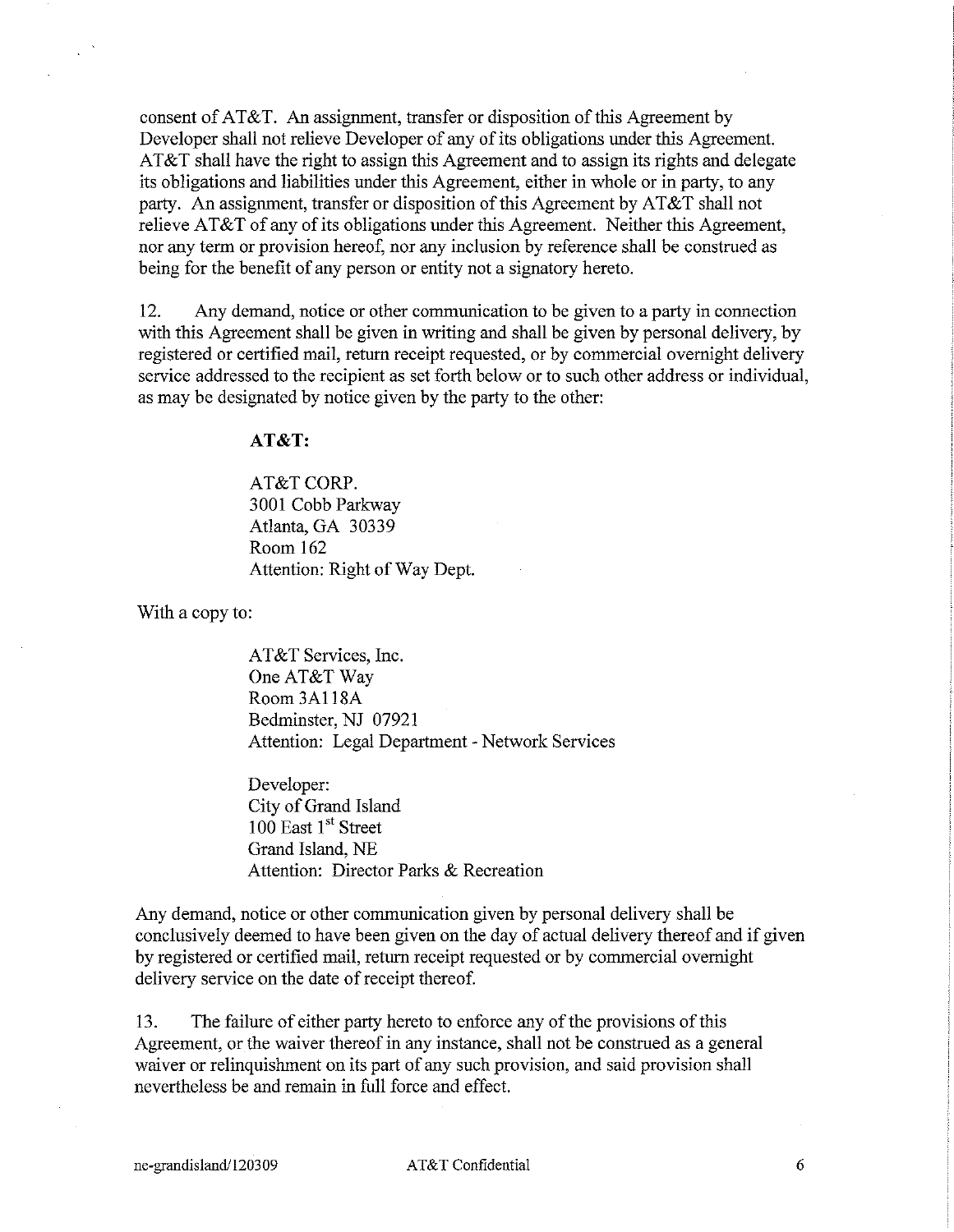consent of AT&T. An assignment, transfer or disposition of this Agreement by Developer shall not relieve Developer of any of its obligations under this Agreement. AT&T shall have the right to assign this Agreement and to assign its rights and delegate its obligations and liabilities under this Agreement, either in whole or in party, to any party. An assignment, transfer or disposition of this Agreement by AT&T shall not relieve AT&T of any of its obligations under this Agreement. Neither this Agreement, nor any term or provision hereof, nor any inclusion by reference shall be construed as being for the benefit of any person or entity not a signatory hereto.

12. Any demand, notice or other communication to be given to a party in connection with this Agreement shall be given in writing and shall be given by personal delivery, by registered or certified mail, return receipt requested, or by commercial overnight delivery service addressed to the recipient as set forth below or to such other address or individual, as may be designated by notice given by the party to the other:

> **AT&T:**
>
> AT&T CORP.
> 3001 Cobb Parkway
> Atlanta, GA 30339
> Room 162
> Attention: Right of Way Dept.

With a copy to:

> AT&T Services, Inc.
> One AT&T Way
> Room 3A118A
> Bedminster, NJ 07921
> Attention: Legal Department - Network Services
>
> Developer:
> City of Grand Island
> 100 East 1st Street
> Grand Island, NE
> Attention: Director Parks & Recreation

Any demand, notice or other communication given by personal delivery shall be conclusively deemed to have been given on the day of actual delivery thereof and if given by registered or certified mail, return receipt requested or by commercial overnight delivery service on the date of receipt thereof.

13. The failure of either party hereto to enforce any of the provisions of this Agreement, or the waiver thereof in any instance, shall not be construed as a general waiver or relinquishment on its part of any such provision, and said provision shall nevertheless be and remain in full force and effect.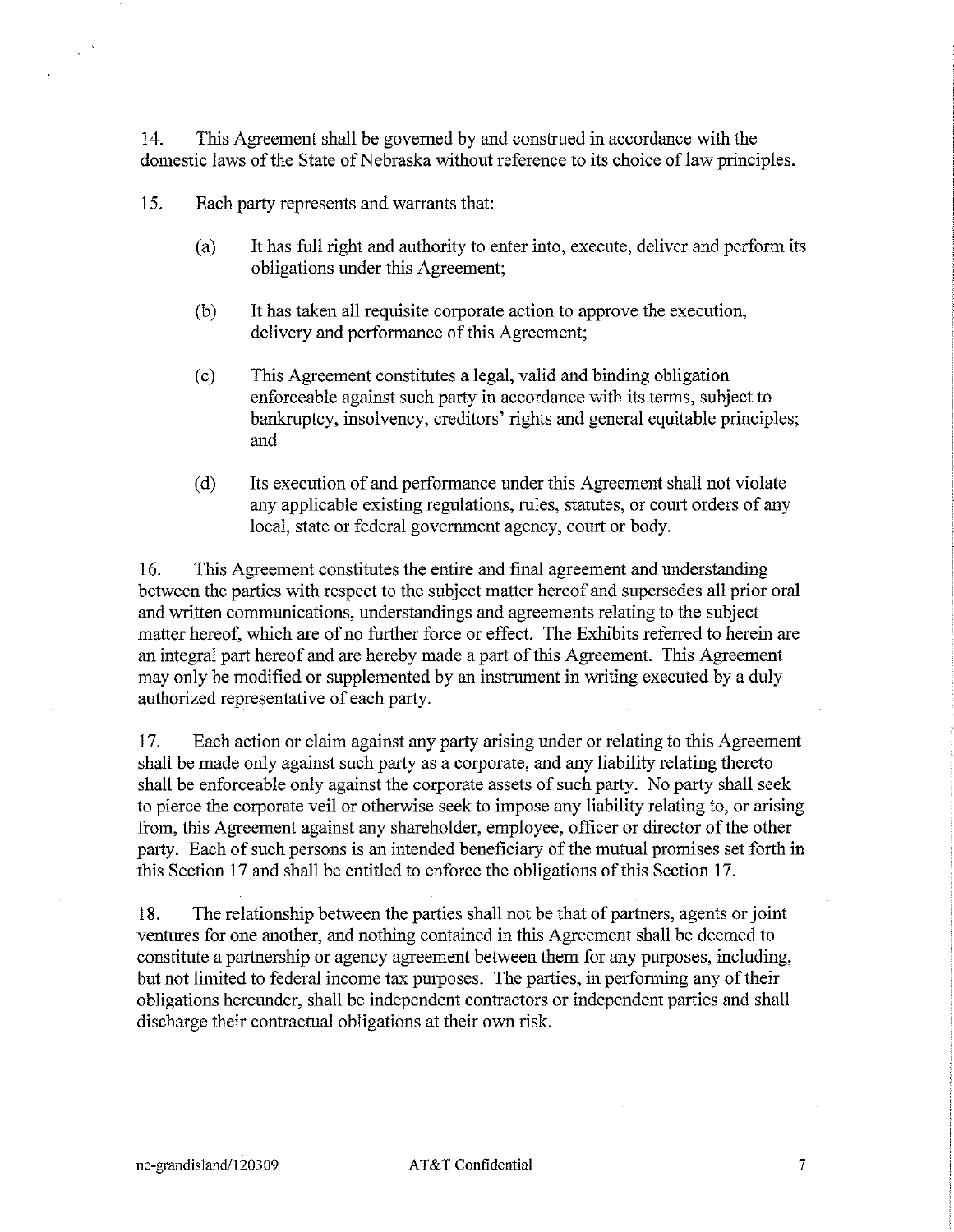14. This Agreement shall be governed by and construed in accordance with the domestic laws of the State of Nebraska without reference to its choice of law principles.

15. Each party represents and warrants that:

(a) It has full right and authority to enter into, execute, deliver and perform its obligations under this Agreement;

(b) It has taken all requisite corporate action to approve the execution, delivery and performance of this Agreement;

(c) This Agreement constitutes a legal, valid and binding obligation enforceable against such party in accordance with its terms, subject to bankruptcy, insolvency, creditors' rights and general equitable principles; and

(d) Its execution of and performance under this Agreement shall not violate any applicable existing regulations, rules, statutes, or court orders of any local, state or federal government agency, court or body.

16. This Agreement constitutes the entire and final agreement and understanding between the parties with respect to the subject matter hereof and supersedes all prior oral and written communications, understandings and agreements relating to the subject matter hereof, which are of no further force or effect. The Exhibits referred to herein are an integral part hereof and are hereby made a part of this Agreement. This Agreement may only be modified or supplemented by an instrument in writing executed by a duly authorized representative of each party.

17. Each action or claim against any party arising under or relating to this Agreement shall be made only against such party as a corporate, and any liability relating thereto shall be enforceable only against the corporate assets of such party. No party shall seek to pierce the corporate veil or otherwise seek to impose any liability relating to, or arising from, this Agreement against any shareholder, employee, officer or director of the other party. Each of such persons is an intended beneficiary of the mutual promises set forth in this Section 17 and shall be entitled to enforce the obligations of this Section 17.

18. The relationship between the parties shall not be that of partners, agents or joint ventures for one another, and nothing contained in this Agreement shall be deemed to constitute a partnership or agency agreement between them for any purposes, including, but not limited to federal income tax purposes. The parties, in performing any of their obligations hereunder, shall be independent contractors or independent parties and shall discharge their contractual obligations at their own risk.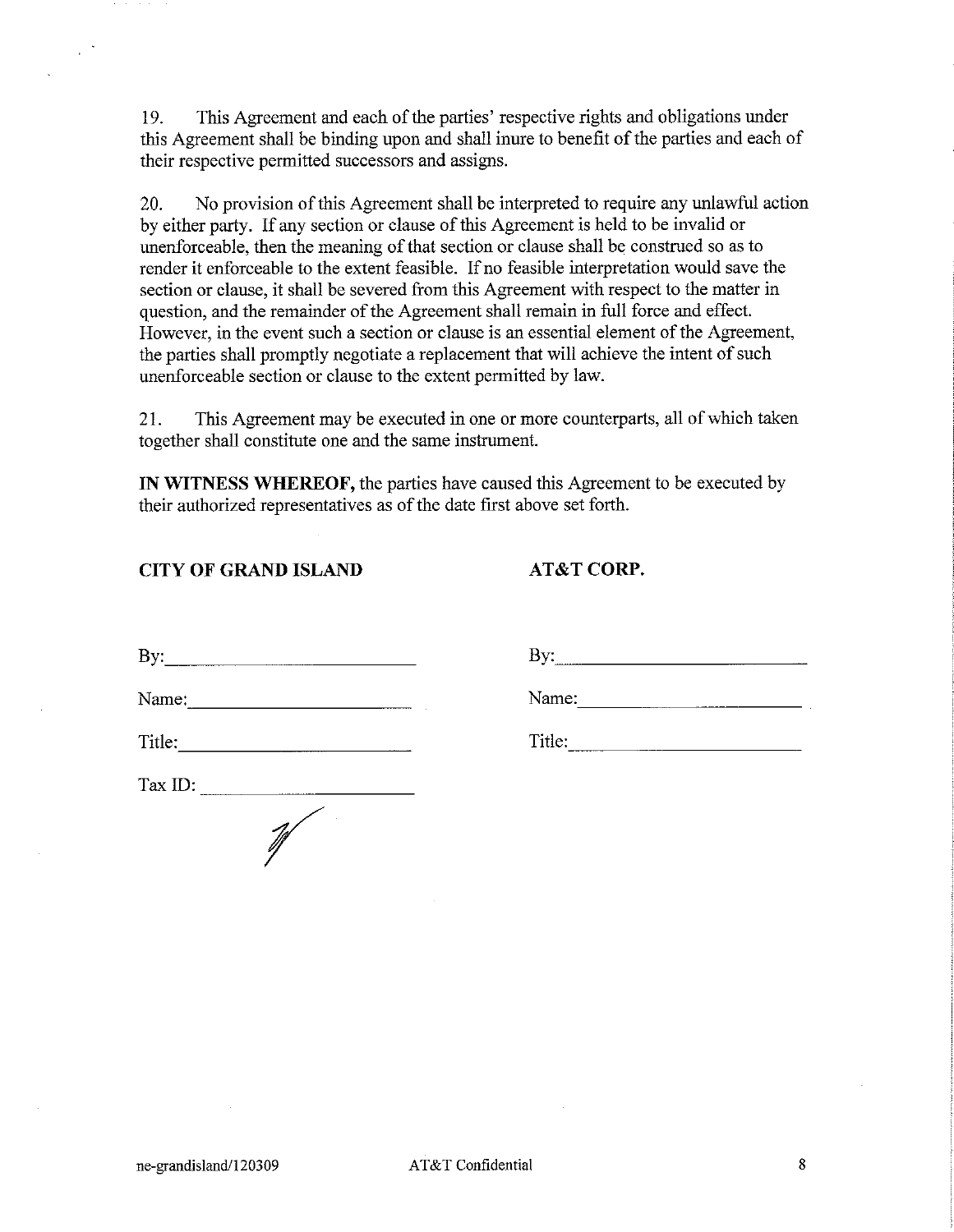19. This Agreement and each of the parties' respective rights and obligations under this Agreement shall be binding upon and shall inure to benefit of the parties and each of their respective permitted successors and assigns.

20. No provision of this Agreement shall be interpreted to require any unlawful action by either party. If any section or clause of this Agreement is held to be invalid or unenforceable, then the meaning of that section or clause shall be construed so as to render it enforceable to the extent feasible. If no feasible interpretation would save the section or clause, it shall be severed from this Agreement with respect to the matter in question, and the remainder of the Agreement shall remain in full force and effect. However, in the event such a section or clause is an essential element of the Agreement, the parties shall promptly negotiate a replacement that will achieve the intent of such unenforceable section or clause to the extent permitted by law.

21. This Agreement may be executed in one or more counterparts, all of which taken together shall constitute one and the same instrument.

**IN WITNESS WHEREOF,** the parties have caused this Agreement to be executed by their authorized representatives as of the date first above set forth.

**CITY OF GRAND ISLAND**

By:\_\_\_\_\_\_\_\_\_\_\_\_\_\_\_\_\_\_\_\_

Name:\_\_\_\_\_\_\_\_\_\_\_\_\_\_\_\_\_\_\_\_

Title:\_\_\_\_\_\_\_\_\_\_\_\_\_\_\_\_\_\_\_\_

Tax ID:\_\_\_\_\_\_\_\_\_\_\_\_\_\_\_\_\_\_\_\_

**AT&T CORP.**

By:\_\_\_\_\_\_\_\_\_\_\_\_\_\_\_\_\_\_\_\_

Name:\_\_\_\_\_\_\_\_\_\_\_\_\_\_\_\_\_\_\_\_

Title:\_\_\_\_\_\_\_\_\_\_\_\_\_\_\_\_\_\_\_\_

ne-grandisland/120309 AT&T Confidential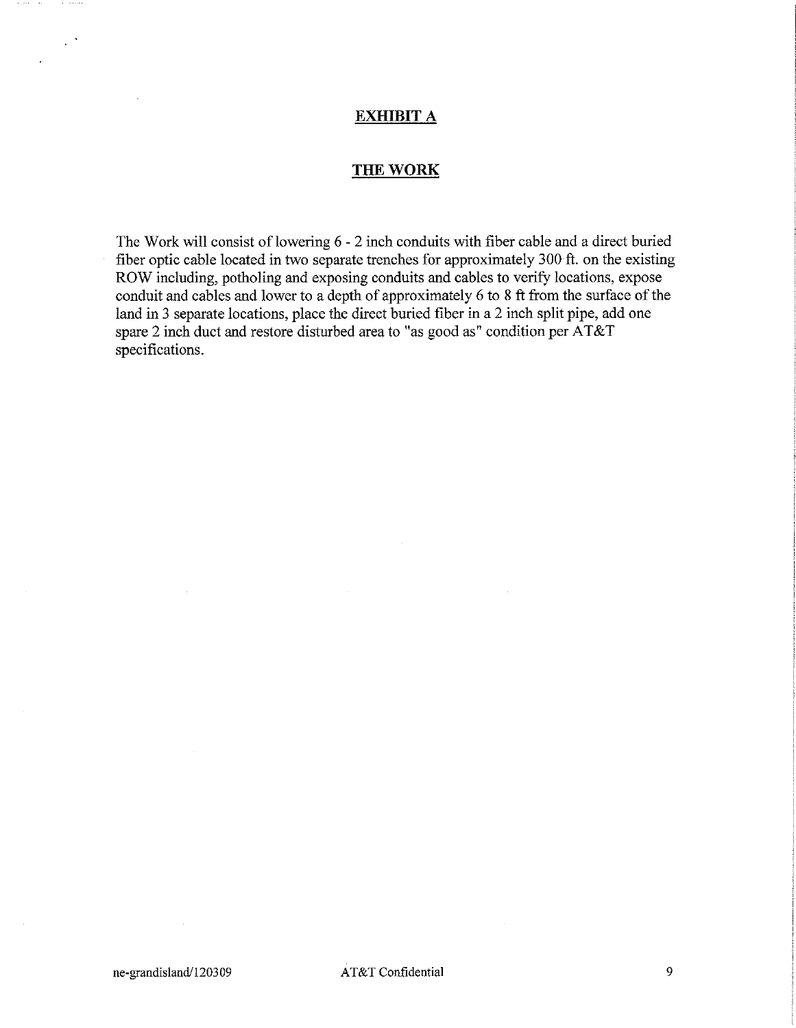# EXHIBIT A

## THE WORK

The Work will consist of lowering 6 - 2 inch conduits with fiber cable and a direct buried fiber optic cable located in two separate trenches for approximately 300 ft. on the existing ROW including, potholing and exposing conduits and cables to verify locations, expose conduit and cables and lower to a depth of approximately 6 to 8 ft from the surface of the land in 3 separate locations, place the direct buried fiber in a 2 inch split pipe, add one spare 2 inch duct and restore disturbed area to "as good as" condition per AT&T specifications.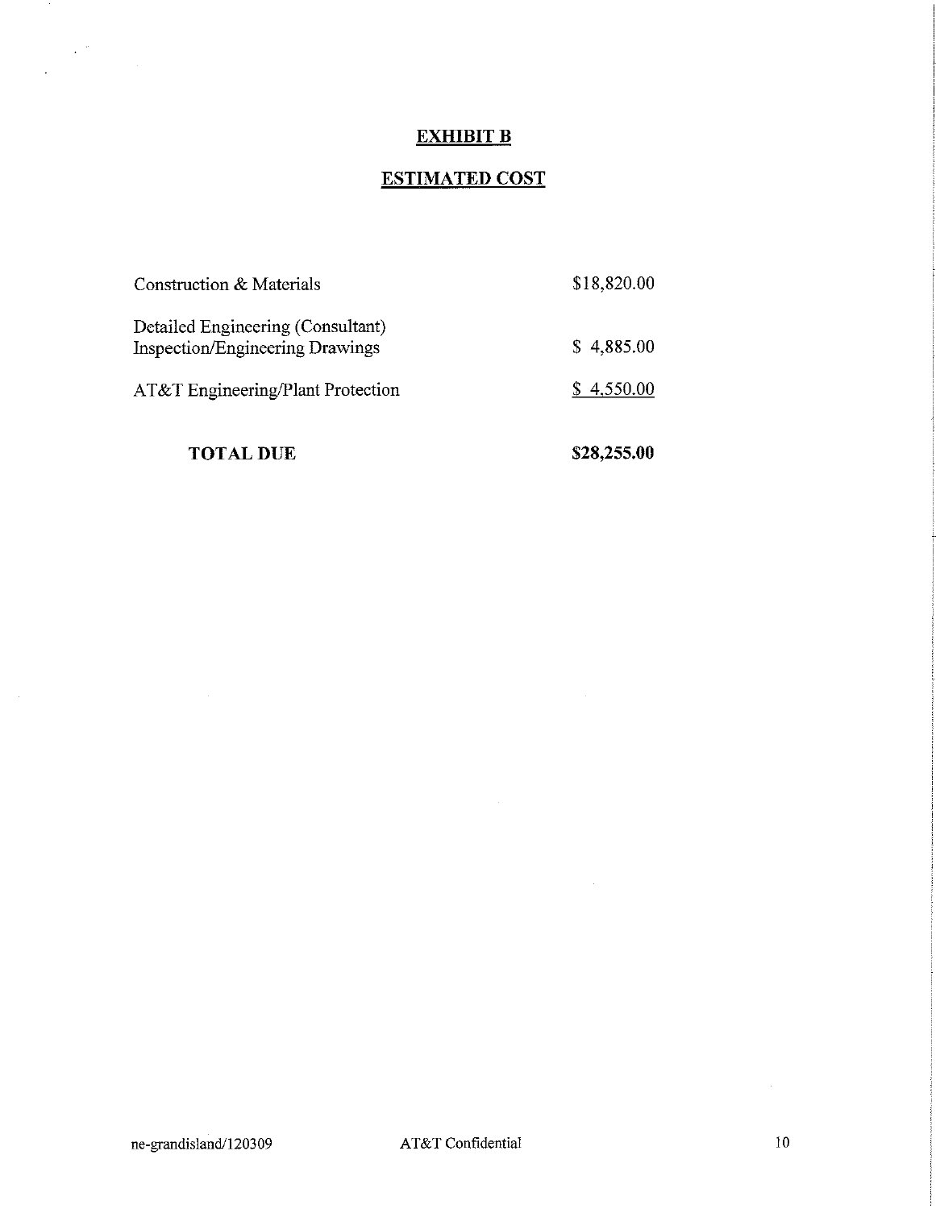# EXHIBIT B

## ESTIMATED COST

| | |
|---|---|
| Construction & Materials | $18,820.00 |
| Detailed Engineering (Consultant) Inspection/Engineering Drawings | $ 4,885.00 |
| AT&T Engineering/Plant Protection | $ 4,550.00 |
| **TOTAL DUE** | **$28,255.00** |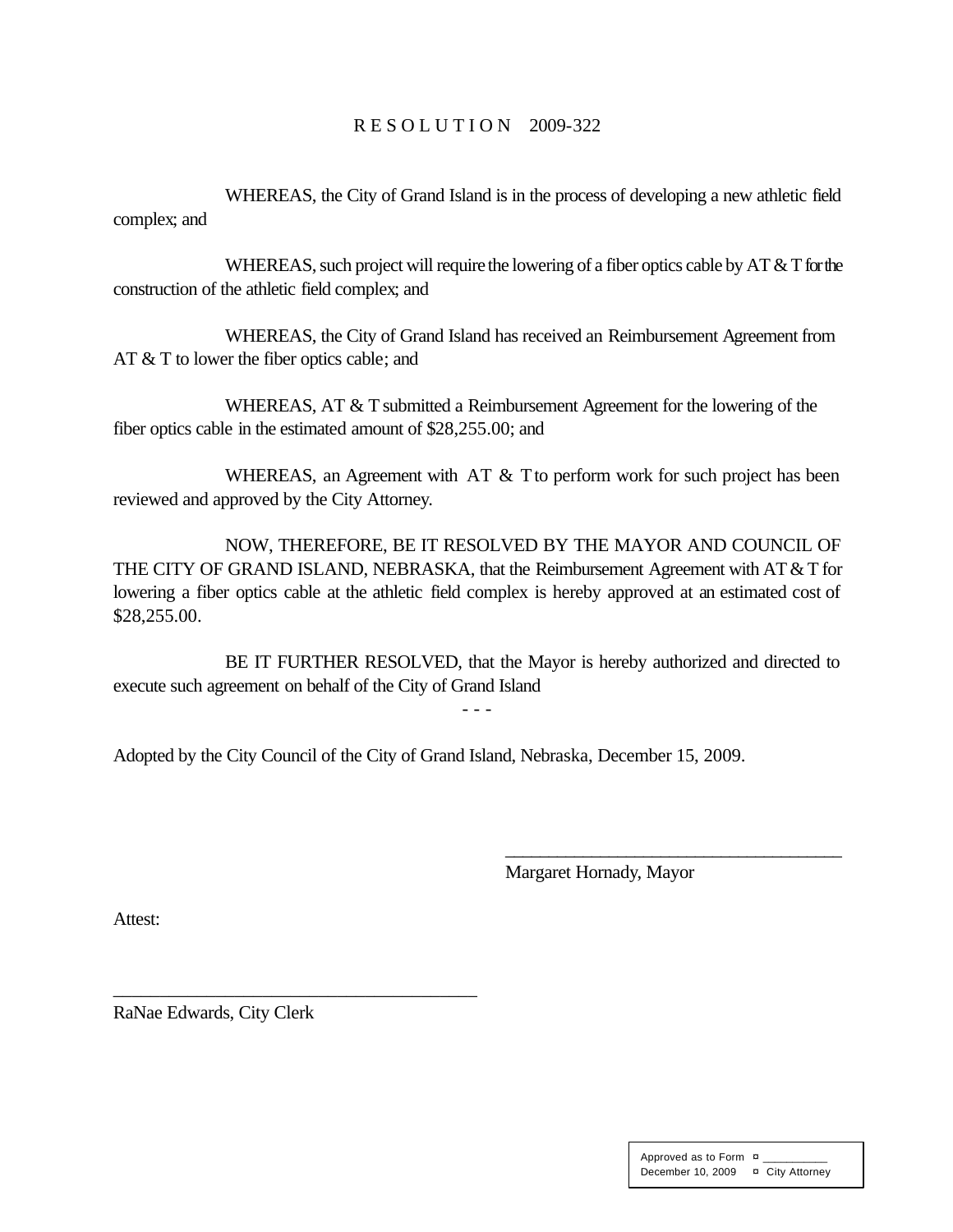# R E S O L U T I O N 2009-322

WHEREAS, the City of Grand Island is in the process of developing a new athletic field complex; and

WHEREAS, such project will require the lowering of a fiber optics cable by AT & T for the construction of the athletic field complex; and

WHEREAS, the City of Grand Island has received an Reimbursement Agreement from AT & T to lower the fiber optics cable; and

WHEREAS, AT & T submitted a Reimbursement Agreement for the lowering of the fiber optics cable in the estimated amount of $28,255.00; and

WHEREAS, an Agreement with AT & T to perform work for such project has been reviewed and approved by the City Attorney.

NOW, THEREFORE, BE IT RESOLVED BY THE MAYOR AND COUNCIL OF THE CITY OF GRAND ISLAND, NEBRASKA, that the Reimbursement Agreement with AT & T for lowering a fiber optics cable at the athletic field complex is hereby approved at an estimated cost of $28,255.00.

BE IT FURTHER RESOLVED, that the Mayor is hereby authorized and directed to execute such agreement on behalf of the City of Grand Island

- - -

Adopted by the City Council of the City of Grand Island, Nebraska, December 15, 2009.

\_\_\_\_\_\_\_\_\_\_\_\_\_\_\_\_\_\_\_\_\_\_\_\_\_\_\_\_\_\_\_\_\_\_\_\_\_\_

Margaret Hornady, Mayor

Attest:

\_\_\_\_\_\_\_\_\_\_\_\_\_\_\_\_\_\_\_\_\_\_\_\_\_\_\_\_\_\_\_\_\_\_\_\_\_\_

RaNae Edwards, City Clerk

Approved as to Form ¤ \_\_\_\_\_\_\_\_\_\_
December 10, 2009 ¤ City Attorney